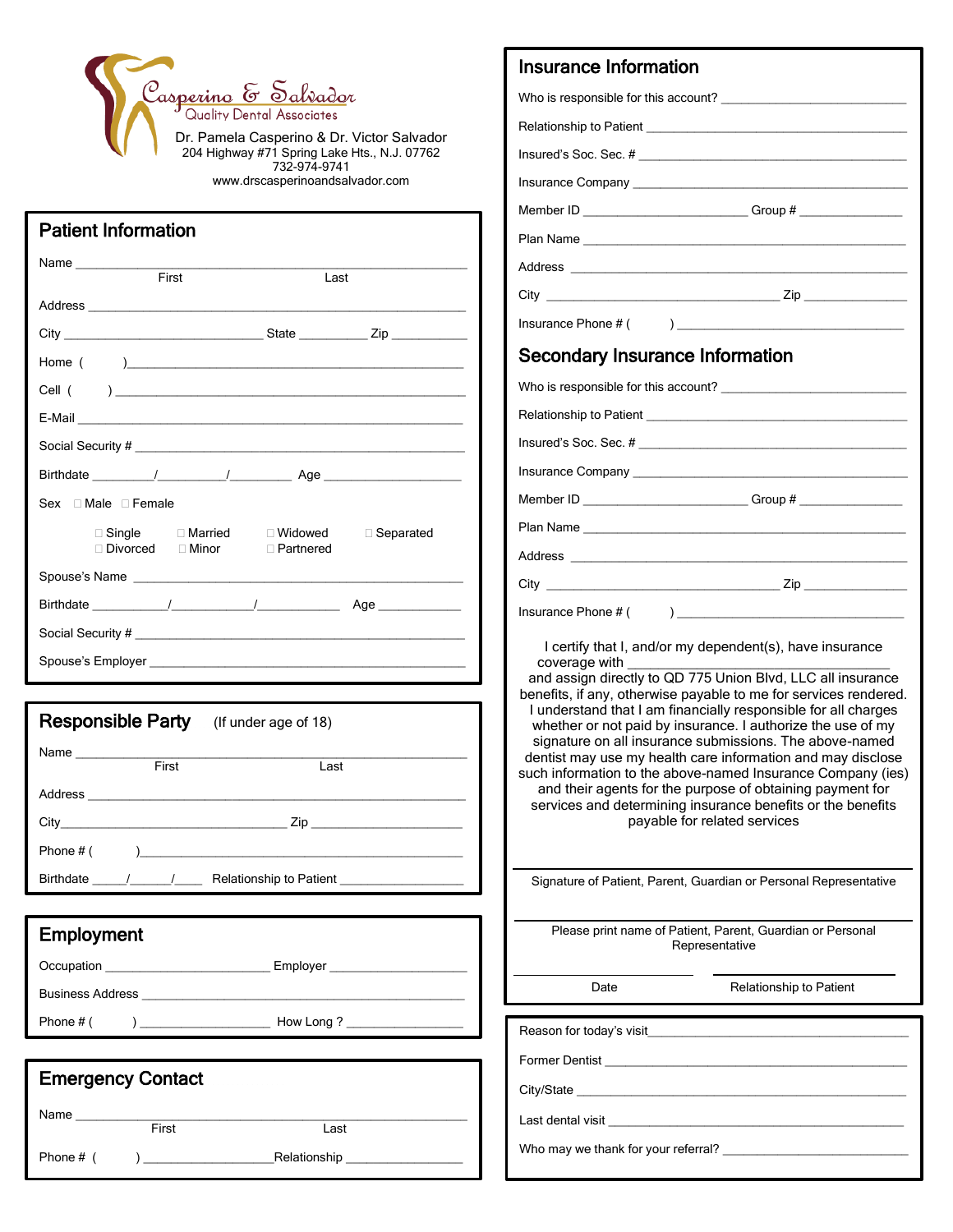Casperino & Salvador
Quality Dental Associates

Dr. Pamela Casperino & Dr. Victor Salvador
204 Highway #71 Spring Lake Hts., N.J. 07762
732-974-9741
www.drscasperinoandsalvador.com

## Patient Information

Name ____________________________________________
First Last

Address ____________________________________________

City ______________________ State _________ Zip ___________

Home ( )____________________________________________

Cell ( ) ____________________________________________

E-Mail ____________________________________________

Social Security # ____________________________________________

Birthdate ________/_________/_________ Age ___________________

Sex ☐ Male ☐ Female

☐ Single ☐ Married ☐ Widowed ☐ Separated
☐ Divorced ☐ Minor ☐ Partnered

Spouse's Name ____________________________________________

Birthdate ___________/___________/___________ Age ___________

Social Security # ____________________________________________

Spouse's Employer ____________________________________________

## Responsible Party (If under age of 18)

Name ____________________________________________
First Last

Address ____________________________________________

City______________________________ Zip ____________________

Phone # ( )____________________________________________

Birthdate _____/______/_____ Relationship to Patient ________________

## Employment

Occupation ______________________ Employer ____________________

Business Address ____________________________________________

Phone # ( ) __________________ How Long ? ________________

## Emergency Contact

Name ____________________________________________
First Last

Phone # ( ) __________________Relationship ________________

## Insurance Information

Who is responsible for this account? __________________________

Relationship to Patient ____________________________________

Insured's Soc. Sec. # ____________________________________

Insurance Company ____________________________________

Member ID ______________________ Group # _______________

Plan Name ____________________________________________

Address ____________________________________________

City ________________________________ Zip _______________

Insurance Phone # ( ) ______________________________

## Secondary Insurance Information

Who is responsible for this account? __________________________

Relationship to Patient ____________________________________

Insured's Soc. Sec. # ____________________________________

Insurance Company ____________________________________

Member ID ______________________ Group # _______________

Plan Name ____________________________________________

Address ____________________________________________

City ________________________________ Zip _______________

Insurance Phone # ( ) ______________________________

I certify that I, and/or my dependent(s), have insurance coverage with ________________________________ and assign directly to QD 775 Union Blvd, LLC all insurance benefits, if any, otherwise payable to me for services rendered. I understand that I am financially responsible for all charges whether or not paid by insurance. I authorize the use of my signature on all insurance submissions. The above-named dentist may use my health care information and may disclose such information to the above-named Insurance Company (ies) and their agents for the purpose of obtaining payment for services and determining insurance benefits or the benefits payable for related services

______________________________________________
Signature of Patient, Parent, Guardian or Personal Representative

______________________________________________
Please print name of Patient, Parent, Guardian or Personal Representative

______________________ ______________________
Date Relationship to Patient

Reason for today's visit____________________________________

Former Dentist ____________________________________________

City/State ____________________________________________

Last dental visit ____________________________________________

Who may we thank for your referral? __________________________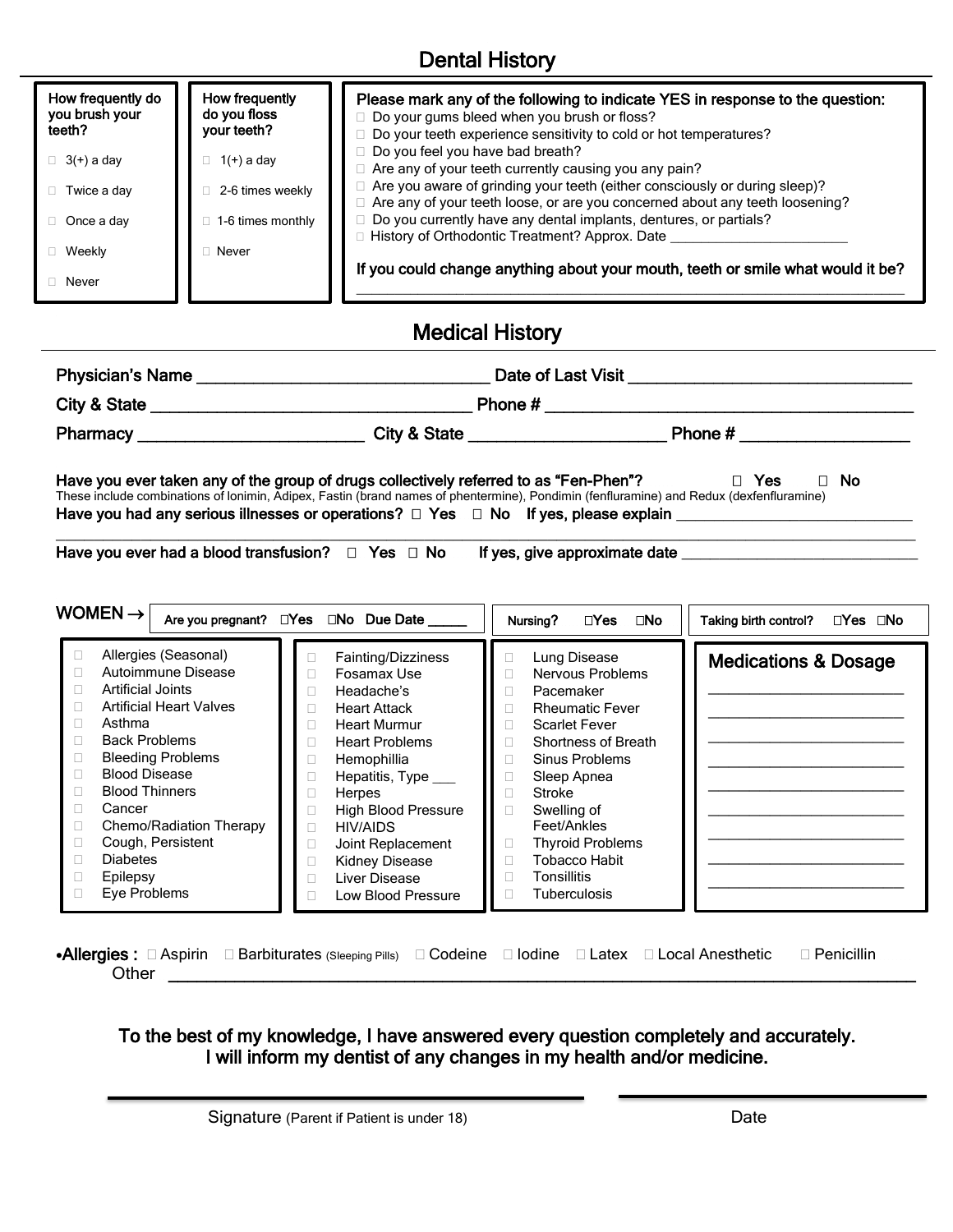# Dental History

**How frequently do you brush your teeth?**

- ☐ 3(+) a day
- ☐ Twice a day
- ☐ Once a day
- ☐ Weekly
- ☐ Never

**How frequently do you floss your teeth?**

- ☐ 1(+) a day
- ☐ 2-6 times weekly
- ☐ 1-6 times monthly
- ☐ Never

**Please mark any of the following to indicate YES in response to the question:**

- ☐ Do your gums bleed when you brush or floss?
- ☐ Do your teeth experience sensitivity to cold or hot temperatures?
- ☐ Do you feel you have bad breath?
- ☐ Are any of your teeth currently causing you any pain?
- ☐ Are you aware of grinding your teeth (either consciously or during sleep)?
- ☐ Are any of your teeth loose, or are you concerned about any teeth loosening?
- ☐ Do you currently have any dental implants, dentures, or partials?
- ☐ History of Orthodontic Treatment? Approx. Date ________________________

**If you could change anything about your mouth, teeth or smile what would it be?**

______________________________________________________________________________

# Medical History

**Physician's Name** ________________________________ **Date of Last Visit** ________________________________

**City & State** ___________________________________ **Phone #** ________________________________________

**Pharmacy** _________________________ **City & State** _____________________ **Phone #** __________________

**Have you ever taken any of the group of drugs collectively referred to as "Fen-Phen"?** ☐ Yes ☐ No

These include combinations of Ionimin, Adipex, Fastin (brand names of phentermine), Pondimin (fenfluramine) and Redux (dexfenfluramine)

**Have you had any serious illnesses or operations?** ☐ Yes ☐ No **If yes, please explain** ______________________________

______________________________________________________________________________

**Have you ever had a blood transfusion?** ☐ Yes ☐ No **If yes, give approximate date** ______________________________

**WOMEN →** Are you pregnant? ☐Yes ☐No Due Date _____ | Nursing? ☐Yes ☐No | Taking birth control? ☐Yes ☐No

- ☐ Allergies (Seasonal)
- ☐ Autoimmune Disease
- ☐ Artificial Joints
- ☐ Artificial Heart Valves
- ☐ Asthma
- ☐ Back Problems
- ☐ Bleeding Problems
- ☐ Blood Disease
- ☐ Blood Thinners
- ☐ Cancer
- ☐ Chemo/Radiation Therapy
- ☐ Cough, Persistent
- ☐ Diabetes
- ☐ Epilepsy
- ☐ Eye Problems

- ☐ Fainting/Dizziness
- ☐ Fosamax Use
- ☐ Headache's
- ☐ Heart Attack
- ☐ Heart Murmur
- ☐ Heart Problems
- ☐ Hemophillia
- ☐ Hepatitis, Type ___
- ☐ Herpes
- ☐ High Blood Pressure
- ☐ HIV/AIDS
- ☐ Joint Replacement
- ☐ Kidney Disease
- ☐ Liver Disease
- ☐ Low Blood Pressure

- ☐ Lung Disease
- ☐ Nervous Problems
- ☐ Pacemaker
- ☐ Rheumatic Fever
- ☐ Scarlet Fever
- ☐ Shortness of Breath
- ☐ Sinus Problems
- ☐ Sleep Apnea
- ☐ Stroke
- ☐ Swelling of Feet/Ankles
- ☐ Thyroid Problems
- ☐ Tobacco Habit
- ☐ Tonsillitis
- ☐ Tuberculosis

**Medications & Dosage**

_________________________
_________________________
_________________________
_________________________
_________________________
_________________________
_________________________
_________________________
_________________________

•**Allergies :** ☐ Aspirin ☐ Barbiturates (Sleeping Pills) ☐ Codeine ☐ Iodine ☐ Latex ☐ Local Anesthetic ☐ Penicillin

Other ______________________________________________________________________________

**To the best of my knowledge, I have answered every question completely and accurately. I will inform my dentist of any changes in my health and/or medicine.**

______________________________________ ______________________

Signature (Parent if Patient is under 18) Date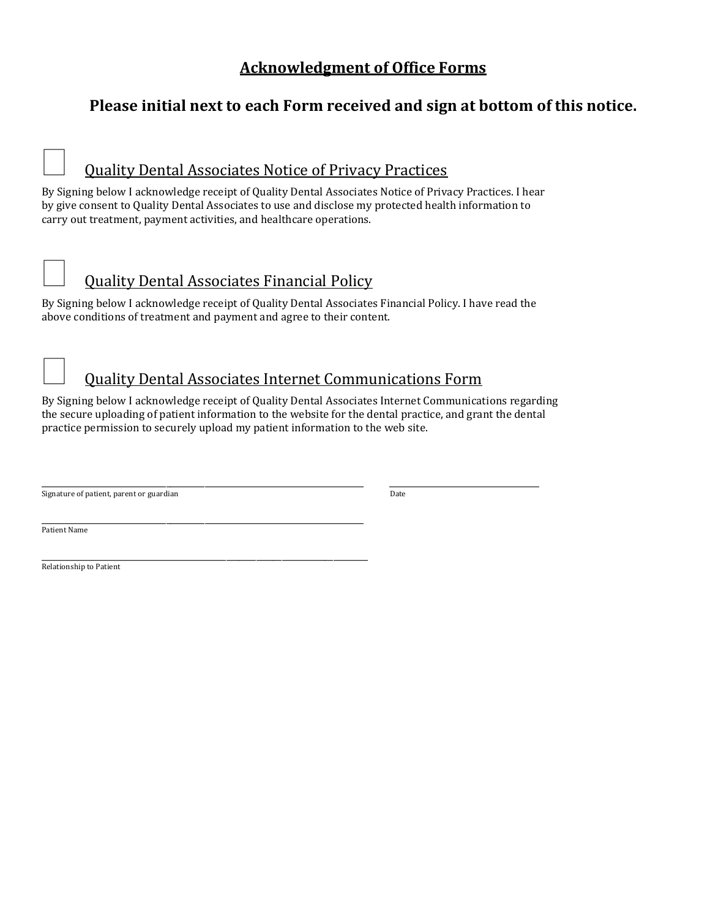# Acknowledgment of Office Forms

## Please initial next to each Form received and sign at bottom of this notice.

☐ Quality Dental Associates Notice of Privacy Practices

By Signing below I acknowledge receipt of Quality Dental Associates Notice of Privacy Practices. I hear by give consent to Quality Dental Associates to use and disclose my protected health information to carry out treatment, payment activities, and healthcare operations.

☐ Quality Dental Associates Financial Policy

By Signing below I acknowledge receipt of Quality Dental Associates Financial Policy. I have read the above conditions of treatment and payment and agree to their content.

☐ Quality Dental Associates Internet Communications Form

By Signing below I acknowledge receipt of Quality Dental Associates Internet Communications regarding the secure uploading of patient information to the website for the dental practice, and grant the dental practice permission to securely upload my patient information to the web site.

\_\_\_\_\_\_\_\_\_\_\_\_\_\_\_\_\_\_\_\_\_\_\_\_\_\_\_\_\_\_\_\_\_\_\_\_\_\_\_\_ \_\_\_\_\_\_\_\_\_\_\_\_\_\_\_\_\_\_\_\_

Signature of patient, parent or guardian Date

\_\_\_\_\_\_\_\_\_\_\_\_\_\_\_\_\_\_\_\_\_\_\_\_\_\_\_\_\_\_\_\_\_\_\_\_\_\_\_\_

Patient Name

\_\_\_\_\_\_\_\_\_\_\_\_\_\_\_\_\_\_\_\_\_\_\_\_\_\_\_\_\_\_\_\_\_\_\_\_\_\_\_\_

Relationship to Patient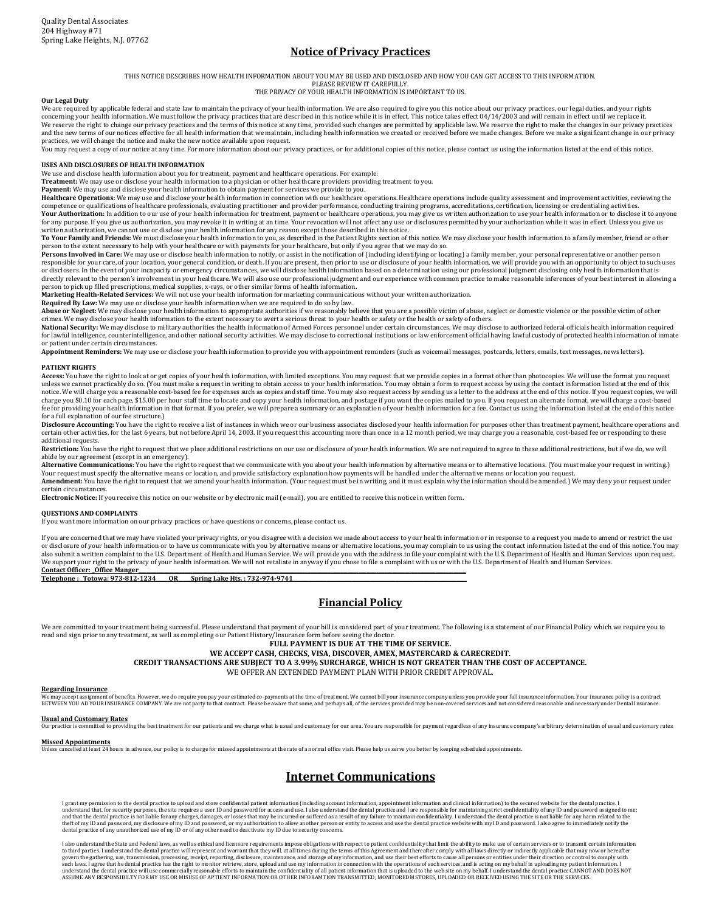Quality Dental Associates
204 Highway #71
Spring Lake Heights, N.J. 07762

# Notice of Privacy Practices

THIS NOTICE DESCRIBES HOW HEALTH INFORMATION ABOUT YOU MAY BE USED AND DISCLOSED AND HOW YOU CAN GET ACCESS TO THIS INFORMATION.
PLEASE REVIEW IT CAREFULLY.
THE PRIVACY OF YOUR HEALTH INFORMATION IS IMPORTANT TO US.

**Our Legal Duty**

We are required by applicable federal and state law to maintain the privacy of your health information. We are also required to give you this notice about our privacy practices, our legal duties, and your rights concerning your health information. We must follow the privacy practices that are described in this notice while it is in effect. This notice takes effect 04/14/2003 and will remain in effect until we replace it.
We reserve the right to change our privacy practices and the terms of this notice at any time, provided such changes are permitted by applicable law. We reserve the right to make the changes in our privacy practices and the new terms of our notices effective for all health information that we maintain, including health information we created or received before we made changes. Before we make a significant change in our privacy practices, we will change the notice and make the new notice available upon request.
You may request a copy of our notice at any time. For more information about our privacy practices, or for additional copies of this notice, please contact us using the information listed at the end of this notice.

**USES AND DISCLOSURES OF HEALTH INFORMATION**

We use and disclose health information about you for treatment, payment and healthcare operations. For example:
**Treatment:** We may use or disclose your health information to a physician or other healthcare providers providing treatment to you.
**Payment:** We may use and disclose your health information to obtain payment for services we provide to you.
**Healthcare Operations:** We may use and disclose your health information in connection with our healthcare operations. Healthcare operations include quality assessment and improvement activities, reviewing the competence or qualifications of healthcare professionals, evaluating practitioner and provider performance, conducting training programs, accreditations, certification, licensing or credentialing activities.
**Your Authorization:** In addition to our use of your health information for treatment, payment or healthcare operations, you may give us written authorization to use your health information or to disclose it to anyone for any purpose. If you give us authorization, you may revoke it in writing at an time. Your revocation will not affect any use or disclosures permitted by your authorization while it was in effect. Unless you give us written authorization, we cannot use or disclose your health information for any reason except those described in this notice.
**To Your Family and Friends:** We must disclose your health information to you, as described in the Patient Rights section of this notice. We may disclose your health information to a family member, friend or other person to the extent necessary to help with your healthcare or with payments for your healthcare, but only if you agree that we may do so.
**Persons Involved in Care:** We may use or disclose health information to notify, or assist in the notification of (including identifying or locating) a family member, your personal representative or another person responsible for your care, of your location, your general condition, or death. If you are present, then prior to use or disclosure of your health information, we will provide you with an opportunity to object to such uses or disclosers. In the event of your incapacity or emergency circumstances, we will disclose health information based on a determination using our professional judgment disclosing only health information that is directly relevant to the person's involvement in your healthcare. We will also use our professional judgment and our experience with common practice to make reasonable inferences of your best interest in allowing a person to pick up filled prescriptions, medical supplies, x-rays, or other similar forms of health information.
**Marketing Health-Related Services:** We will not use your health information for marketing communications without your written authorization.
**Required By Law:** We may use or disclose your health information when we are required to do so by law.
**Abuse or Neglect:** We may disclose your health information to appropriate authorities if we reasonably believe that you are a possible victim of abuse, neglect or domestic violence or the possible victim of other crimes. We may disclose your health information to the extent necessary to avert a serious threat to your health or safety or the health or safety of others.
**National Security:** We may disclose to military authorities the health information of Armed Forces personnel under certain circumstances. We may disclose to authorized federal officials health information required for lawful intelligence, counterintelligence, and other national security activities. We may disclose to correctional institutions or law enforcement official having lawful custody of protected health information of inmate or patient under certain circumstances.
**Appointment Reminders:** We may use or disclose your health information to provide you with appointment reminders (such as voicemail messages, postcards, letters, emails, text messages, news letters).

**PATIENT RIGHTS**

**Access:** You have the right to look at or get copies of your health information, with limited exceptions. You may request that we provide copies in a format other than photocopies. We will use the format you request unless we cannot practicably do so. (You must make a request in writing to obtain access to your health information. You may obtain a form to request access by using the contact information listed at the end of this notice. We will charge you a reasonable cost-based fee for expenses such as copies and staff time. You may also request access by sending us a letter to the address at the end of this notice. If you request copies, we will charge you $0.10 for each page, $15.00 per hour staff time to locate and copy your health information, and postage if you want the copies mailed to you. If you request an alternate format, we will charge a cost-based fee for providing your health information in that format. If you prefer, we will prepare a summary or an explanation of your health information for a fee. Contact us using the information listed at the end of this notice for a full explanation of our fee structure.)
**Disclosure Accounting:** You have the right to receive a list of instances in which we or our business associates disclosed your health information for purposes other than treatment payment, healthcare operations and certain other activities, for the last 6 years, but not before April 14, 2003. If you request this accounting more than once in a 12 month period, we may charge you a reasonable, cost-based fee or responding to these additional requests.
**Restriction:** You have the right to request that we place additional restrictions on our use or disclosure of your health information. We are not required to agree to these additional restrictions, but if we do, we will abide by our agreement (except in an emergency).
**Alternative Communications:** You have the right to request that we communicate with you about your health information by alternative means or to alternative locations. (You must make your request in writing.) Your request must specify the alternative means or location, and provide satisfactory explanation how payments will be handled under the alternative means or location you request.
**Amendment:** You have the right to request that we amend your health information. (Your request must be in writing, and it must explain why the information should be amended.) We may deny your request under certain circumstances.
**Electronic Notice:** If you receive this notice on our website or by electronic mail (e-mail), you are entitled to receive this notice in written form.

**QUESTIONS AND COMPLAINTS**

If you want more information on our privacy practices or have questions or concerns, please contact us.

If you are concerned that we may have violated your privacy rights, or you disagree with a decision we made about access to your health information or in response to a request you made to amend or restrict the use or disclosure of your health information or to have us communicate with you by alternative means or alternative locations, you may complain to us using the contact information listed at the end of this notice. You may also submit a written complaint to the U.S. Department of Health and Human Service. We will provide you with the address to file your complaint with the U.S. Department of Health and Human Services upon request.
We support your right to the privacy of your health information. We will not retaliate in anyway if you chose to file a complaint with us or with the U.S. Department of Health and Human Services.
**Contact Officer: _Office Manger_**
**Telephone : Totowa: 973-812-1234 OR Spring Lake Hts. : 732-974-9741**

# Financial Policy

We are committed to your treatment being successful. Please understand that payment of your bill is considered part of your treatment. The following is a statement of our Financial Policy which we require you to read and sign prior to any treatment, as well as completing our Patient History/Insurance form before seeing the doctor.

**FULL PAYMENT IS DUE AT THE TIME OF SERVICE.**
**WE ACCEPT CASH, CHECKS, VISA, DISCOVER, AMEX, MASTERCARD & CARECREDIT.**
**CREDIT TRANSACTIONS ARE SUBJECT TO A 3.99% SURCHARGE, WHICH IS NOT GREATER THAN THE COST OF ACCEPTANCE.**
WE OFFER AN EXTENDED PAYMENT PLAN WITH PRIOR CREDIT APPROVAL.

**Regarding Insurance**

We may accept assignment of benefits. However, we do require you pay your estimated co-payments at the time of treatment. We cannot bill your insurance company unless you provide your full insurance information. Your insurance policy is a contract BETWEEN YOU AD YOUR INSURANCE COMPANY. We are not party to that contract. Please be aware that some, and perhaps all, of the services provided may be non-covered services and not considered reasonable and necessary under Dental Insurance.

**Usual and Customary Rates**

Our practice is committed to providing the best treatment for our patients and we charge what is usual and customary for our area. You are responsible for payment regardless of any insurance company's arbitrary determination of usual and customary rates.

**Missed Appointments**

Unless cancelled at least 24 hours in advance, our policy is to charge for missed appointments at the rate of a normal office visit. Please help us serve you better by keeping scheduled appointments.

# Internet Communications

I grant my permission to the dental practice to upload and store confidential patient information (including account information, appointment information and clinical information) to the secured website for the dental practice. I understand that, for security purposes, the site requires a user ID and password for access and use. I also understand the dental practice and I are responsible for maintaining strict confidentiality of any ID and password assigned to me; and that the dental practice is not liable for any charges, damages, or losses that may be incurred or suffered as a result of my failure to maintain confidentiality. I understand the dental practice is not liable for any harm related to the theft of my ID and password, my disclosure of my ID and password, or my authorization to allow another person or entity to access and use the dental practice website with my ID and password. I also agree to immediately notify the dental practice of any unauthorized use of my ID or of any other need to deactivate my ID due to security concerns.

I also understand the State and Federal laws, as well as ethical and licensure requirements impose obligations with respect to patient confidentiality that limit the ability to make use of certain services or to transmit certain information to third parties. I understand the dental practice will represent and warrant that they will, at all times during the terms of this Agreement and thereafter comply with all laws directly or indirectly applicable that may now or hereafter govern the gathering, use, transmission, processing, receipt, reporting, disclosure, maintenance, and storage of my information, and use their best efforts to cause all persons or entities under their direction or control to comply with such laws. I agree that he dental practice has the right to monitor retrieve, store, upload and use my information in connection with the operations of such services, and is acting on my behalf in uploading my patient information. I understand the dental practice will use commercially reasonable efforts to maintain the confidentiality of all patient information that is uploaded to the web site on my behalf. I understand the dental practice CANNOT AND DOES NOT ASSUME ANY RESPONSIBILTY FOR MY USE OR MISUSE OF APTIENT INFORMATION OR OTHER INFORAMTION TRANSMITTED, MONITOREDM STORES, UPLOADED OR RECEIVED USING THE SITE OR THE SERVICES.